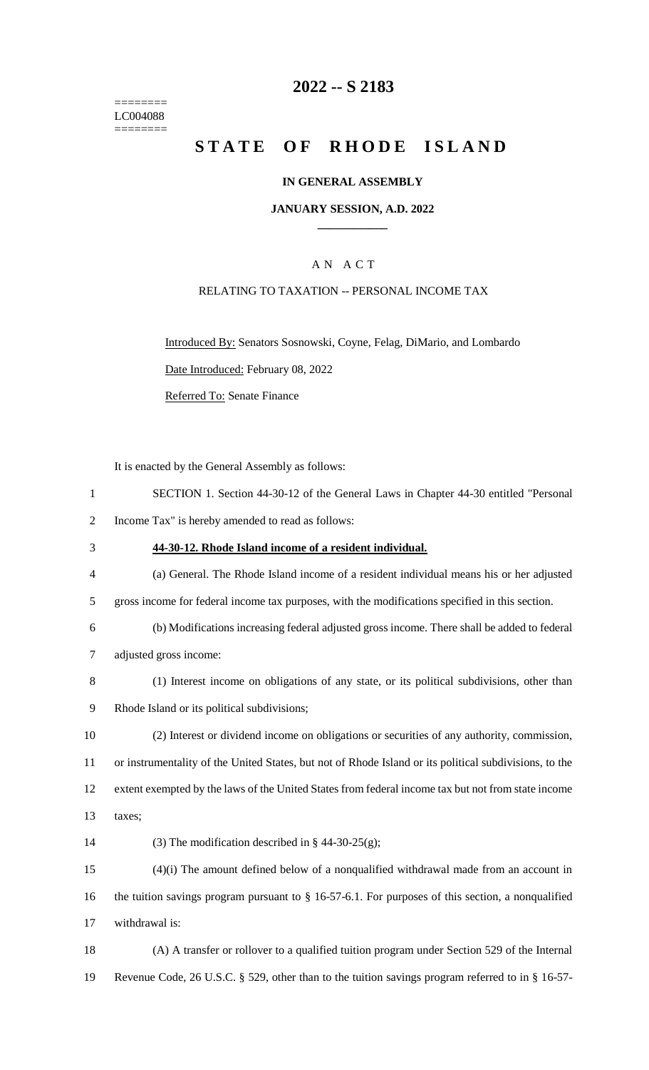# 2022 -- S 2183

========
LC004088
========

# STATE OF RHODE ISLAND

## IN GENERAL ASSEMBLY

### JANUARY SESSION, A.D. 2022

____________

A N A C T

RELATING TO TAXATION -- PERSONAL INCOME TAX

Introduced By: Senators Sosnowski, Coyne, Felag, DiMario, and Lombardo

Date Introduced: February 08, 2022

Referred To: Senate Finance

It is enacted by the General Assembly as follows:

SECTION 1. Section 44-30-12 of the General Laws in Chapter 44-30 entitled "Personal Income Tax" is hereby amended to read as follows:

**44-30-12. Rhode Island income of a resident individual.**

(a) General. The Rhode Island income of a resident individual means his or her adjusted gross income for federal income tax purposes, with the modifications specified in this section.

(b) Modifications increasing federal adjusted gross income. There shall be added to federal adjusted gross income:

(1) Interest income on obligations of any state, or its political subdivisions, other than Rhode Island or its political subdivisions;

(2) Interest or dividend income on obligations or securities of any authority, commission, or instrumentality of the United States, but not of Rhode Island or its political subdivisions, to the extent exempted by the laws of the United States from federal income tax but not from state income taxes;

(3) The modification described in § 44-30-25(g);

(4)(i) The amount defined below of a nonqualified withdrawal made from an account in the tuition savings program pursuant to § 16-57-6.1. For purposes of this section, a nonqualified withdrawal is:

(A) A transfer or rollover to a qualified tuition program under Section 529 of the Internal Revenue Code, 26 U.S.C. § 529, other than to the tuition savings program referred to in § 16-57-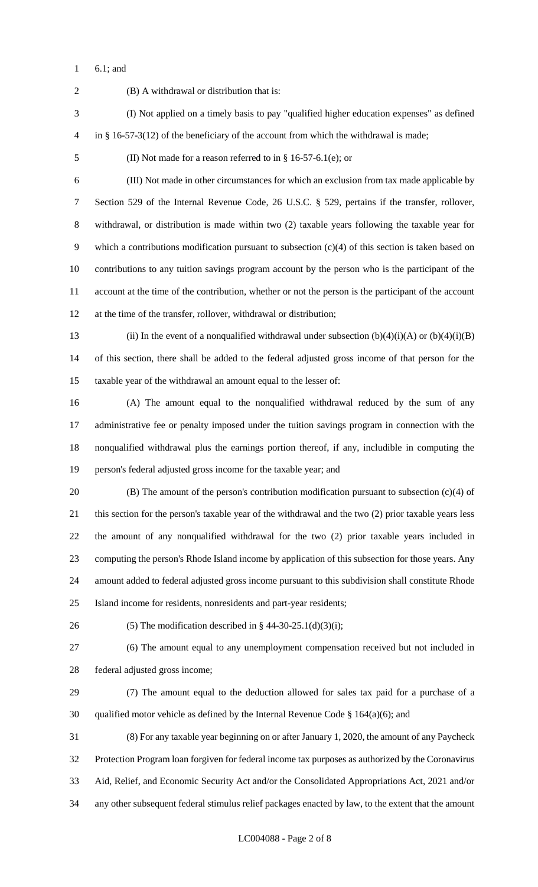6.1; and

(B) A withdrawal or distribution that is:

(I) Not applied on a timely basis to pay "qualified higher education expenses" as defined in § 16-57-3(12) of the beneficiary of the account from which the withdrawal is made;

(II) Not made for a reason referred to in § 16-57-6.1(e); or

(III) Not made in other circumstances for which an exclusion from tax made applicable by Section 529 of the Internal Revenue Code, 26 U.S.C. § 529, pertains if the transfer, rollover, withdrawal, or distribution is made within two (2) taxable years following the taxable year for which a contributions modification pursuant to subsection (c)(4) of this section is taken based on contributions to any tuition savings program account by the person who is the participant of the account at the time of the contribution, whether or not the person is the participant of the account at the time of the transfer, rollover, withdrawal or distribution;

(ii) In the event of a nonqualified withdrawal under subsection (b)(4)(i)(A) or (b)(4)(i)(B) of this section, there shall be added to the federal adjusted gross income of that person for the taxable year of the withdrawal an amount equal to the lesser of:

(A) The amount equal to the nonqualified withdrawal reduced by the sum of any administrative fee or penalty imposed under the tuition savings program in connection with the nonqualified withdrawal plus the earnings portion thereof, if any, includible in computing the person's federal adjusted gross income for the taxable year; and

(B) The amount of the person's contribution modification pursuant to subsection (c)(4) of this section for the person's taxable year of the withdrawal and the two (2) prior taxable years less the amount of any nonqualified withdrawal for the two (2) prior taxable years included in computing the person's Rhode Island income by application of this subsection for those years. Any amount added to federal adjusted gross income pursuant to this subdivision shall constitute Rhode Island income for residents, nonresidents and part-year residents;

(5) The modification described in § 44-30-25.1(d)(3)(i);

(6) The amount equal to any unemployment compensation received but not included in federal adjusted gross income;

(7) The amount equal to the deduction allowed for sales tax paid for a purchase of a qualified motor vehicle as defined by the Internal Revenue Code § 164(a)(6); and

(8) For any taxable year beginning on or after January 1, 2020, the amount of any Paycheck Protection Program loan forgiven for federal income tax purposes as authorized by the Coronavirus Aid, Relief, and Economic Security Act and/or the Consolidated Appropriations Act, 2021 and/or any other subsequent federal stimulus relief packages enacted by law, to the extent that the amount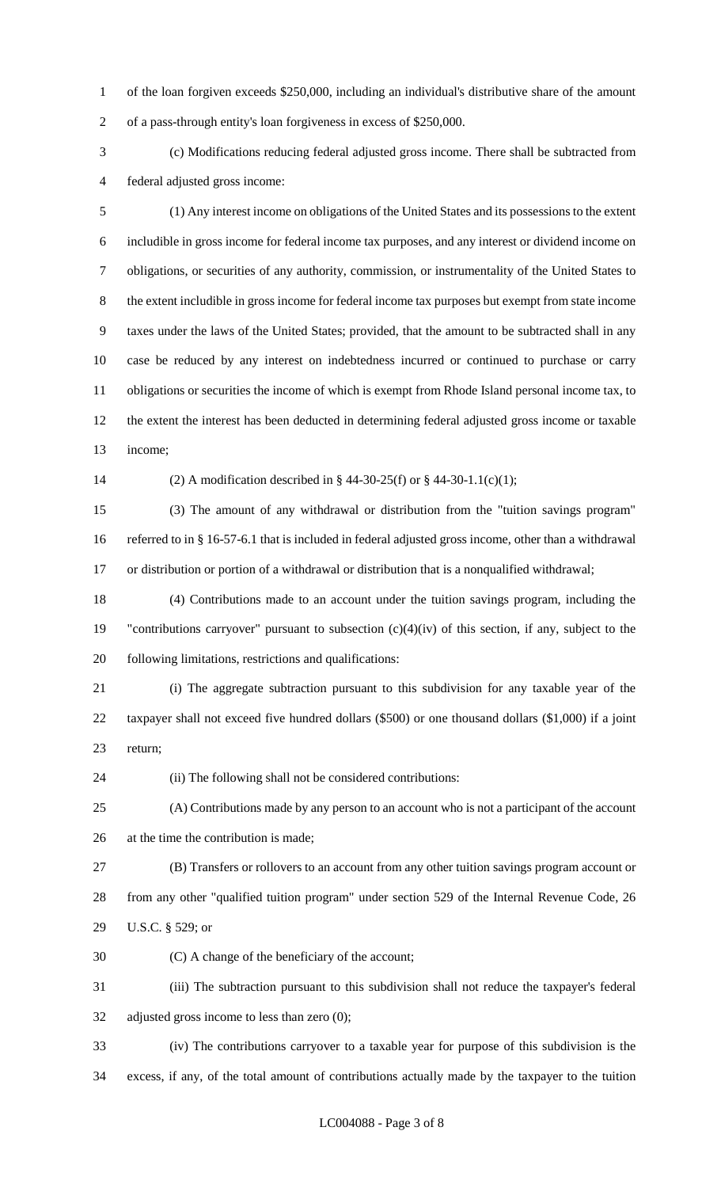of the loan forgiven exceeds $250,000, including an individual's distributive share of the amount of a pass-through entity's loan forgiveness in excess of $250,000.

(c) Modifications reducing federal adjusted gross income. There shall be subtracted from federal adjusted gross income:

(1) Any interest income on obligations of the United States and its possessions to the extent includible in gross income for federal income tax purposes, and any interest or dividend income on obligations, or securities of any authority, commission, or instrumentality of the United States to the extent includible in gross income for federal income tax purposes but exempt from state income taxes under the laws of the United States; provided, that the amount to be subtracted shall in any case be reduced by any interest on indebtedness incurred or continued to purchase or carry obligations or securities the income of which is exempt from Rhode Island personal income tax, to the extent the interest has been deducted in determining federal adjusted gross income or taxable income;

(2) A modification described in § 44-30-25(f) or § 44-30-1.1(c)(1);

(3) The amount of any withdrawal or distribution from the "tuition savings program" referred to in § 16-57-6.1 that is included in federal adjusted gross income, other than a withdrawal or distribution or portion of a withdrawal or distribution that is a nonqualified withdrawal;

(4) Contributions made to an account under the tuition savings program, including the "contributions carryover" pursuant to subsection (c)(4)(iv) of this section, if any, subject to the following limitations, restrictions and qualifications:

(i) The aggregate subtraction pursuant to this subdivision for any taxable year of the taxpayer shall not exceed five hundred dollars ($500) or one thousand dollars ($1,000) if a joint return;

(ii) The following shall not be considered contributions:

(A) Contributions made by any person to an account who is not a participant of the account at the time the contribution is made;

(B) Transfers or rollovers to an account from any other tuition savings program account or from any other "qualified tuition program" under section 529 of the Internal Revenue Code, 26 U.S.C. § 529; or

(C) A change of the beneficiary of the account;

(iii) The subtraction pursuant to this subdivision shall not reduce the taxpayer's federal adjusted gross income to less than zero (0);

(iv) The contributions carryover to a taxable year for purpose of this subdivision is the excess, if any, of the total amount of contributions actually made by the taxpayer to the tuition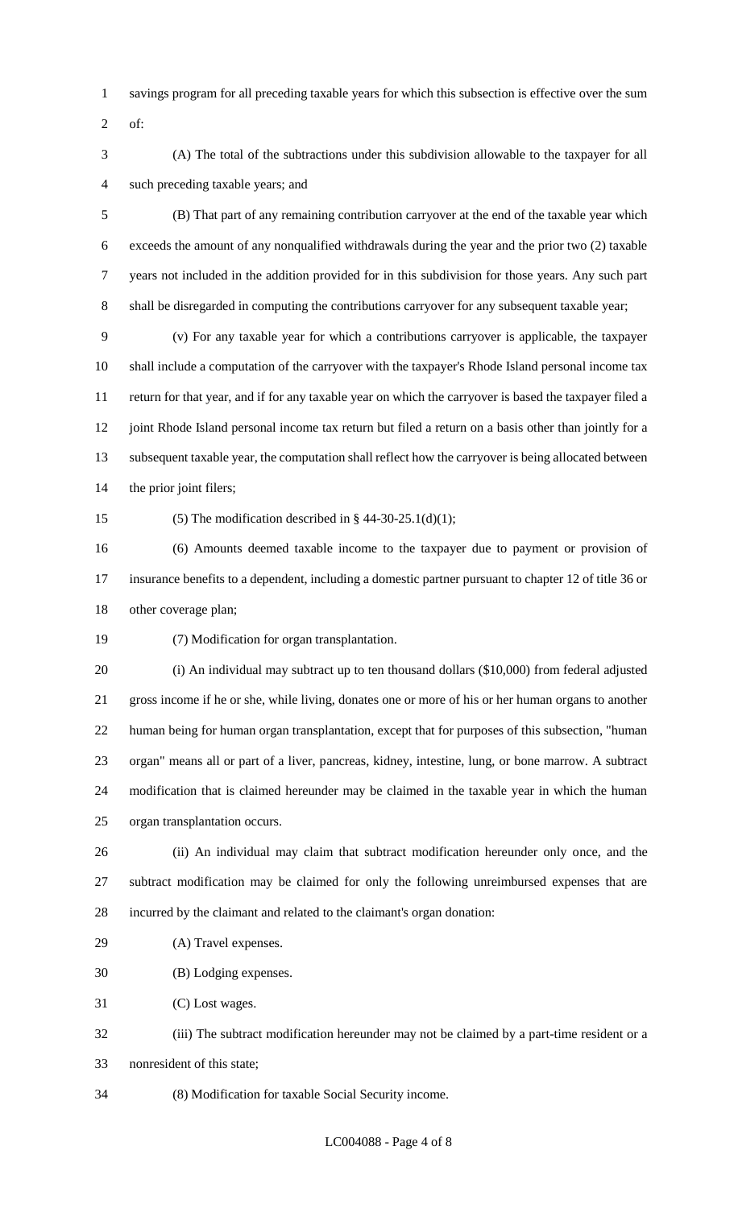savings program for all preceding taxable years for which this subsection is effective over the sum of:

(A) The total of the subtractions under this subdivision allowable to the taxpayer for all such preceding taxable years; and

(B) That part of any remaining contribution carryover at the end of the taxable year which exceeds the amount of any nonqualified withdrawals during the year and the prior two (2) taxable years not included in the addition provided for in this subdivision for those years. Any such part shall be disregarded in computing the contributions carryover for any subsequent taxable year;

(v) For any taxable year for which a contributions carryover is applicable, the taxpayer shall include a computation of the carryover with the taxpayer's Rhode Island personal income tax return for that year, and if for any taxable year on which the carryover is based the taxpayer filed a joint Rhode Island personal income tax return but filed a return on a basis other than jointly for a subsequent taxable year, the computation shall reflect how the carryover is being allocated between the prior joint filers;

(5) The modification described in § 44-30-25.1(d)(1);

(6) Amounts deemed taxable income to the taxpayer due to payment or provision of insurance benefits to a dependent, including a domestic partner pursuant to chapter 12 of title 36 or other coverage plan;

(7) Modification for organ transplantation.

(i) An individual may subtract up to ten thousand dollars ($10,000) from federal adjusted gross income if he or she, while living, donates one or more of his or her human organs to another human being for human organ transplantation, except that for purposes of this subsection, "human organ" means all or part of a liver, pancreas, kidney, intestine, lung, or bone marrow. A subtract modification that is claimed hereunder may be claimed in the taxable year in which the human organ transplantation occurs.

(ii) An individual may claim that subtract modification hereunder only once, and the subtract modification may be claimed for only the following unreimbursed expenses that are incurred by the claimant and related to the claimant's organ donation:

(A) Travel expenses.

(B) Lodging expenses.

(C) Lost wages.

(iii) The subtract modification hereunder may not be claimed by a part-time resident or a nonresident of this state;

(8) Modification for taxable Social Security income.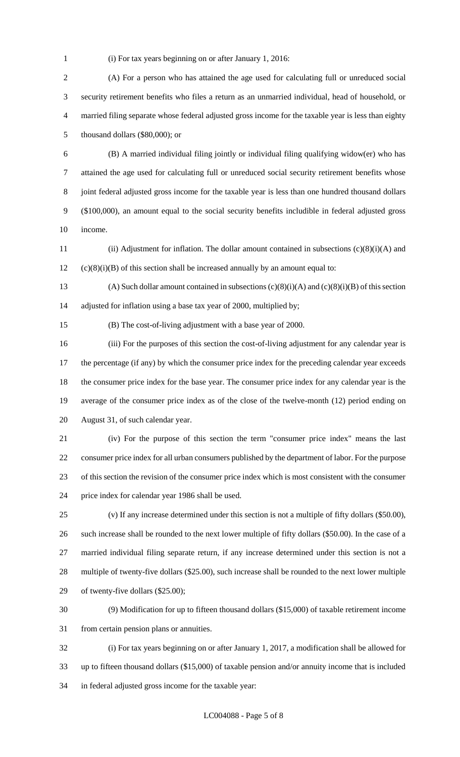(i) For tax years beginning on or after January 1, 2016:

(A) For a person who has attained the age used for calculating full or unreduced social security retirement benefits who files a return as an unmarried individual, head of household, or married filing separate whose federal adjusted gross income for the taxable year is less than eighty thousand dollars ($80,000); or

(B) A married individual filing jointly or individual filing qualifying widow(er) who has attained the age used for calculating full or unreduced social security retirement benefits whose joint federal adjusted gross income for the taxable year is less than one hundred thousand dollars ($100,000), an amount equal to the social security benefits includible in federal adjusted gross income.

(ii) Adjustment for inflation. The dollar amount contained in subsections (c)(8)(i)(A) and (c)(8)(i)(B) of this section shall be increased annually by an amount equal to:

(A) Such dollar amount contained in subsections (c)(8)(i)(A) and (c)(8)(i)(B) of this section adjusted for inflation using a base tax year of 2000, multiplied by;

(B) The cost-of-living adjustment with a base year of 2000.

(iii) For the purposes of this section the cost-of-living adjustment for any calendar year is the percentage (if any) by which the consumer price index for the preceding calendar year exceeds the consumer price index for the base year. The consumer price index for any calendar year is the average of the consumer price index as of the close of the twelve-month (12) period ending on August 31, of such calendar year.

(iv) For the purpose of this section the term "consumer price index" means the last consumer price index for all urban consumers published by the department of labor. For the purpose of this section the revision of the consumer price index which is most consistent with the consumer price index for calendar year 1986 shall be used.

(v) If any increase determined under this section is not a multiple of fifty dollars ($50.00), such increase shall be rounded to the next lower multiple of fifty dollars ($50.00). In the case of a married individual filing separate return, if any increase determined under this section is not a multiple of twenty-five dollars ($25.00), such increase shall be rounded to the next lower multiple of twenty-five dollars ($25.00);

(9) Modification for up to fifteen thousand dollars ($15,000) of taxable retirement income from certain pension plans or annuities.

(i) For tax years beginning on or after January 1, 2017, a modification shall be allowed for up to fifteen thousand dollars ($15,000) of taxable pension and/or annuity income that is included in federal adjusted gross income for the taxable year: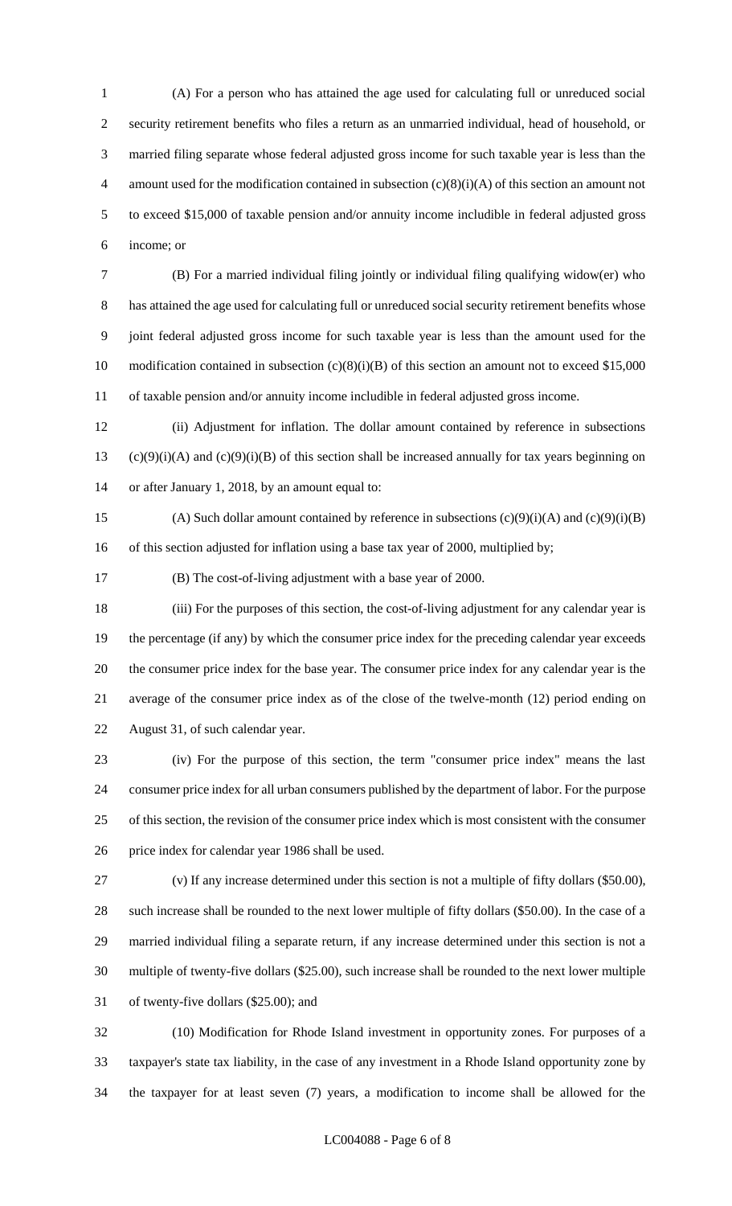(A) For a person who has attained the age used for calculating full or unreduced social security retirement benefits who files a return as an unmarried individual, head of household, or married filing separate whose federal adjusted gross income for such taxable year is less than the amount used for the modification contained in subsection (c)(8)(i)(A) of this section an amount not to exceed $15,000 of taxable pension and/or annuity income includible in federal adjusted gross income; or

(B) For a married individual filing jointly or individual filing qualifying widow(er) who has attained the age used for calculating full or unreduced social security retirement benefits whose joint federal adjusted gross income for such taxable year is less than the amount used for the modification contained in subsection (c)(8)(i)(B) of this section an amount not to exceed $15,000 of taxable pension and/or annuity income includible in federal adjusted gross income.

(ii) Adjustment for inflation. The dollar amount contained by reference in subsections (c)(9)(i)(A) and (c)(9)(i)(B) of this section shall be increased annually for tax years beginning on or after January 1, 2018, by an amount equal to:

(A) Such dollar amount contained by reference in subsections (c)(9)(i)(A) and (c)(9)(i)(B) of this section adjusted for inflation using a base tax year of 2000, multiplied by;

(B) The cost-of-living adjustment with a base year of 2000.

(iii) For the purposes of this section, the cost-of-living adjustment for any calendar year is the percentage (if any) by which the consumer price index for the preceding calendar year exceeds the consumer price index for the base year. The consumer price index for any calendar year is the average of the consumer price index as of the close of the twelve-month (12) period ending on August 31, of such calendar year.

(iv) For the purpose of this section, the term "consumer price index" means the last consumer price index for all urban consumers published by the department of labor. For the purpose of this section, the revision of the consumer price index which is most consistent with the consumer price index for calendar year 1986 shall be used.

(v) If any increase determined under this section is not a multiple of fifty dollars ($50.00), such increase shall be rounded to the next lower multiple of fifty dollars ($50.00). In the case of a married individual filing a separate return, if any increase determined under this section is not a multiple of twenty-five dollars ($25.00), such increase shall be rounded to the next lower multiple of twenty-five dollars ($25.00); and

(10) Modification for Rhode Island investment in opportunity zones. For purposes of a taxpayer's state tax liability, in the case of any investment in a Rhode Island opportunity zone by the taxpayer for at least seven (7) years, a modification to income shall be allowed for the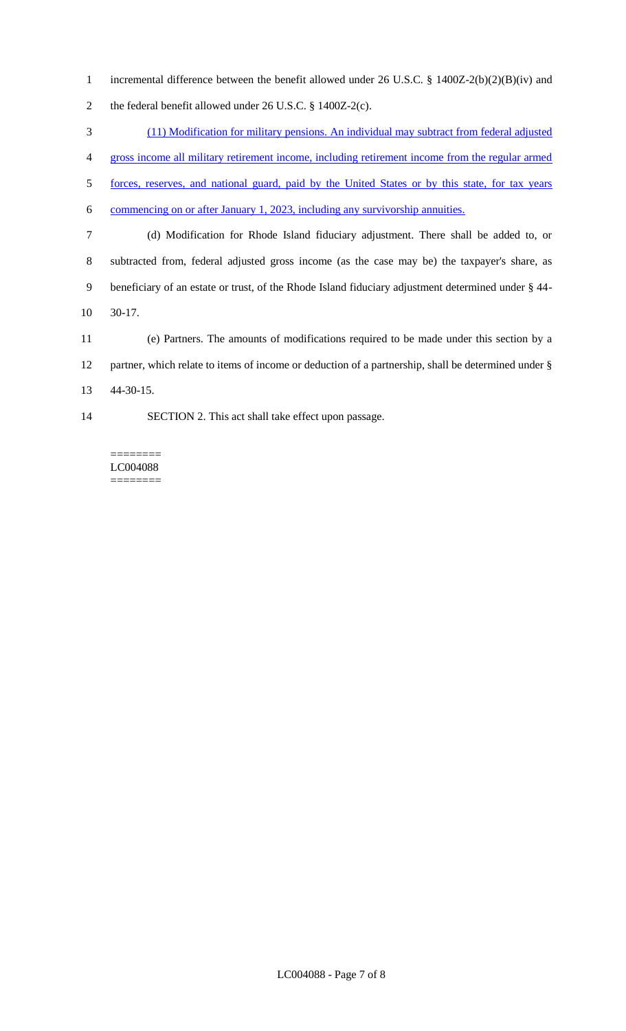incremental difference between the benefit allowed under 26 U.S.C. § 1400Z-2(b)(2)(B)(iv) and the federal benefit allowed under 26 U.S.C. § 1400Z-2(c).

<u>(11) Modification for military pensions. An individual may subtract from federal adjusted gross income all military retirement income, including retirement income from the regular armed forces, reserves, and national guard, paid by the United States or by this state, for tax years commencing on or after January 1, 2023, including any survivorship annuities.</u>

(d) Modification for Rhode Island fiduciary adjustment. There shall be added to, or subtracted from, federal adjusted gross income (as the case may be) the taxpayer's share, as beneficiary of an estate or trust, of the Rhode Island fiduciary adjustment determined under § 44-30-17.

(e) Partners. The amounts of modifications required to be made under this section by a partner, which relate to items of income or deduction of a partnership, shall be determined under § 44-30-15.

SECTION 2. This act shall take effect upon passage.

========
LC004088
========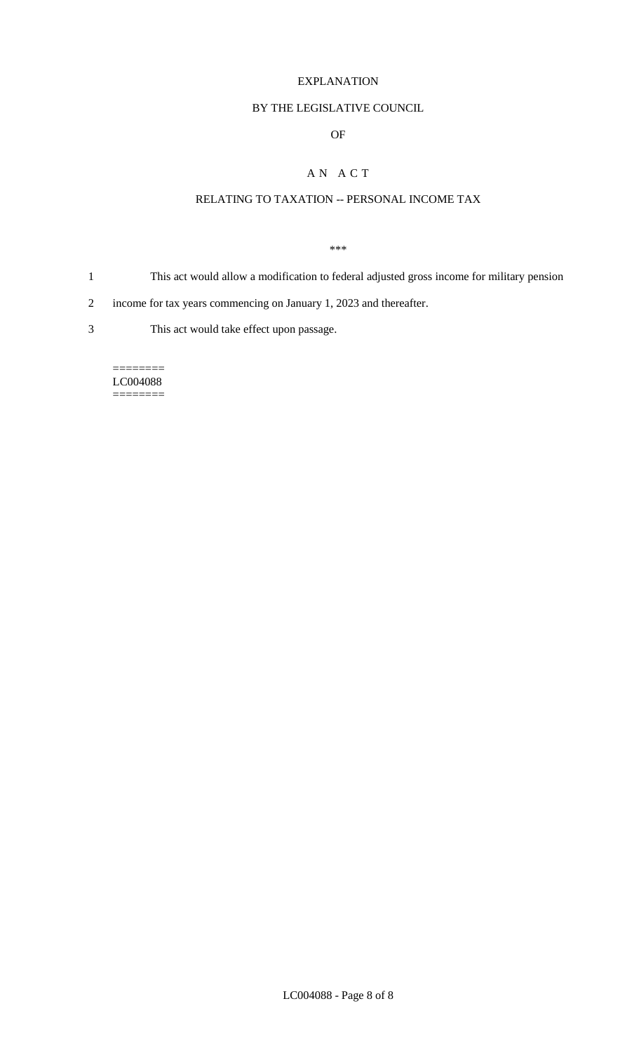EXPLANATION

BY THE LEGISLATIVE COUNCIL

OF

A N A C T

RELATING TO TAXATION -- PERSONAL INCOME TAX

\*\*\*

1 This act would allow a modification to federal adjusted gross income for military pension
2 income for tax years commencing on January 1, 2023 and thereafter.
3 This act would take effect upon passage.

========
LC004088
========